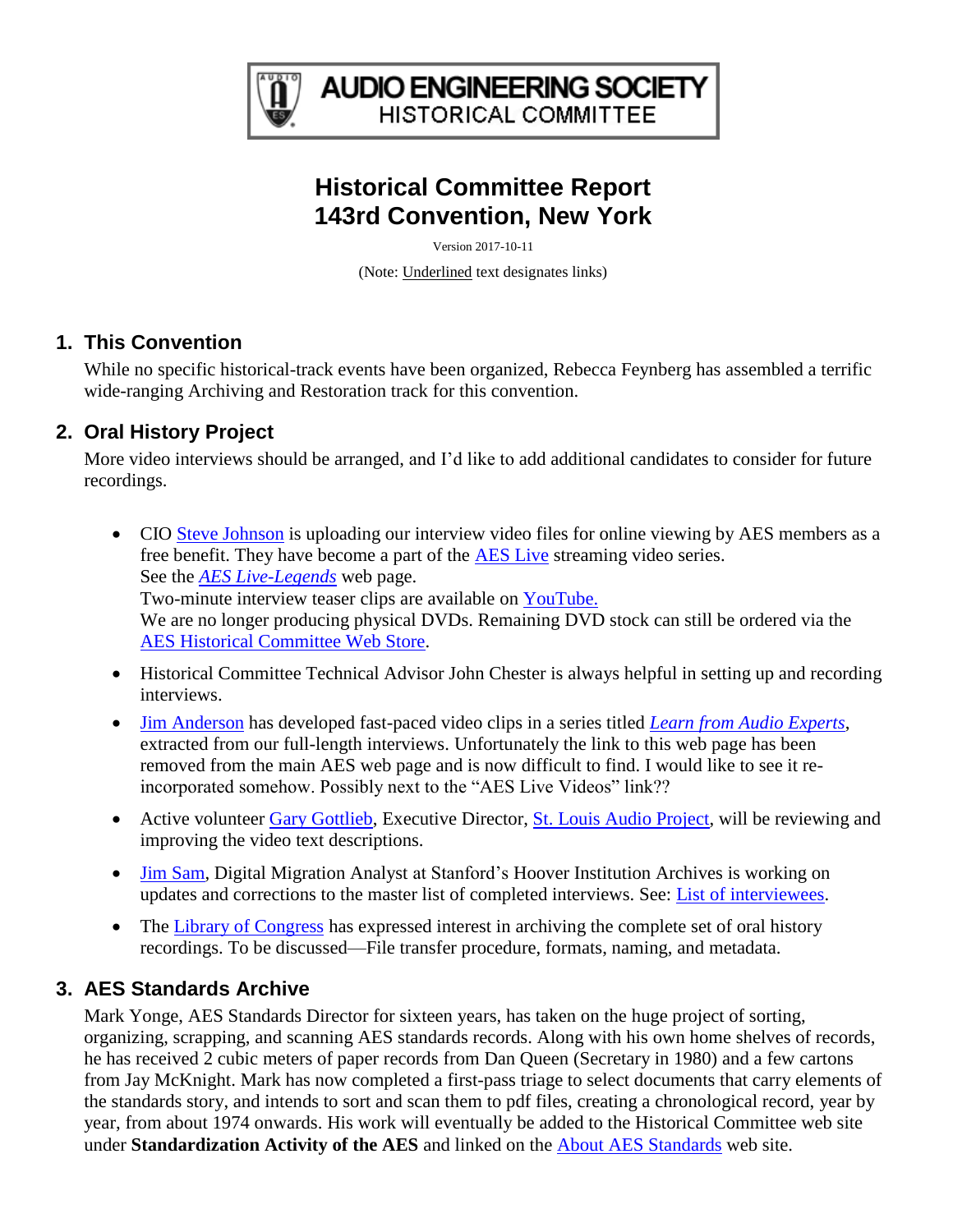# AUDIO ENGINEERING SOCIETY
## HISTORICAL COMMITTEE

# Historical Committee Report
# 143rd Convention, New York

Version 2017-10-11

(Note: Underlined text designates links)

## 1. This Convention

While no specific historical-track events have been organized, Rebecca Feynberg has assembled a terrific wide-ranging Archiving and Restoration track for this convention.

## 2. Oral History Project

More video interviews should be arranged, and I'd like to add additional candidates to consider for future recordings.

- CIO Steve Johnson is uploading our interview video files for online viewing by AES members as a free benefit. They have become a part of the AES Live streaming video series.
  See the *AES Live-Legends* web page.
  Two-minute interview teaser clips are available on YouTube.
  We are no longer producing physical DVDs. Remaining DVD stock can still be ordered via the AES Historical Committee Web Store.
- Historical Committee Technical Advisor John Chester is always helpful in setting up and recording interviews.
- Jim Anderson has developed fast-paced video clips in a series titled *Learn from Audio Experts*, extracted from our full-length interviews. Unfortunately the link to this web page has been removed from the main AES web page and is now difficult to find. I would like to see it re-incorporated somehow. Possibly next to the "AES Live Videos" link??
- Active volunteer Gary Gottlieb, Executive Director, St. Louis Audio Project, will be reviewing and improving the video text descriptions.
- Jim Sam, Digital Migration Analyst at Stanford's Hoover Institution Archives is working on updates and corrections to the master list of completed interviews. See: List of interviewees.
- The Library of Congress has expressed interest in archiving the complete set of oral history recordings. To be discussed—File transfer procedure, formats, naming, and metadata.

## 3. AES Standards Archive

Mark Yonge, AES Standards Director for sixteen years, has taken on the huge project of sorting, organizing, scrapping, and scanning AES standards records. Along with his own home shelves of records, he has received 2 cubic meters of paper records from Dan Queen (Secretary in 1980) and a few cartons from Jay McKnight. Mark has now completed a first-pass triage to select documents that carry elements of the standards story, and intends to sort and scan them to pdf files, creating a chronological record, year by year, from about 1974 onwards. His work will eventually be added to the Historical Committee web site under **Standardization Activity of the AES** and linked on the About AES Standards web site.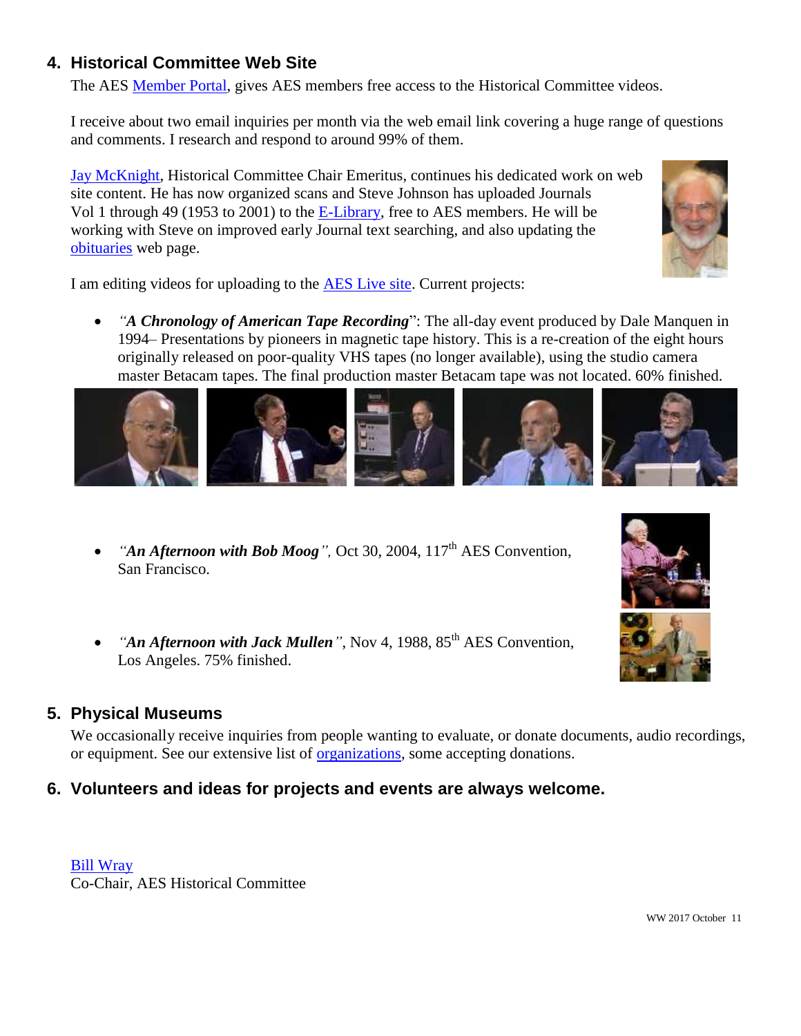## 4. Historical Committee Web Site

The AES Member Portal, gives AES members free access to the Historical Committee videos.

I receive about two email inquiries per month via the web email link covering a huge range of questions and comments. I research and respond to around 99% of them.

Jay McKnight, Historical Committee Chair Emeritus, continues his dedicated work on web site content. He has now organized scans and Steve Johnson has uploaded Journals Vol 1 through 49 (1953 to 2001) to the E-Library, free to AES members. He will be working with Steve on improved early Journal text searching, and also updating the obituaries web page.

I am editing videos for uploading to the AES Live site. Current projects:

- *"**A Chronology of American Tape Recording**"*: The all-day event produced by Dale Manquen in 1994– Presentations by pioneers in magnetic tape history. This is a re-creation of the eight hours originally released on poor-quality VHS tapes (no longer available), using the studio camera master Betacam tapes. The final production master Betacam tape was not located. 60% finished.

- *"**An Afternoon with Bob Moog**"*, Oct 30, 2004, 117th AES Convention, San Francisco.

- *"**An Afternoon with Jack Mullen**"*, Nov 4, 1988, 85th AES Convention, Los Angeles. 75% finished.

## 5. Physical Museums

We occasionally receive inquiries from people wanting to evaluate, or donate documents, audio recordings, or equipment. See our extensive list of organizations, some accepting donations.

## 6. Volunteers and ideas for projects and events are always welcome.

Bill Wray
Co-Chair, AES Historical Committee